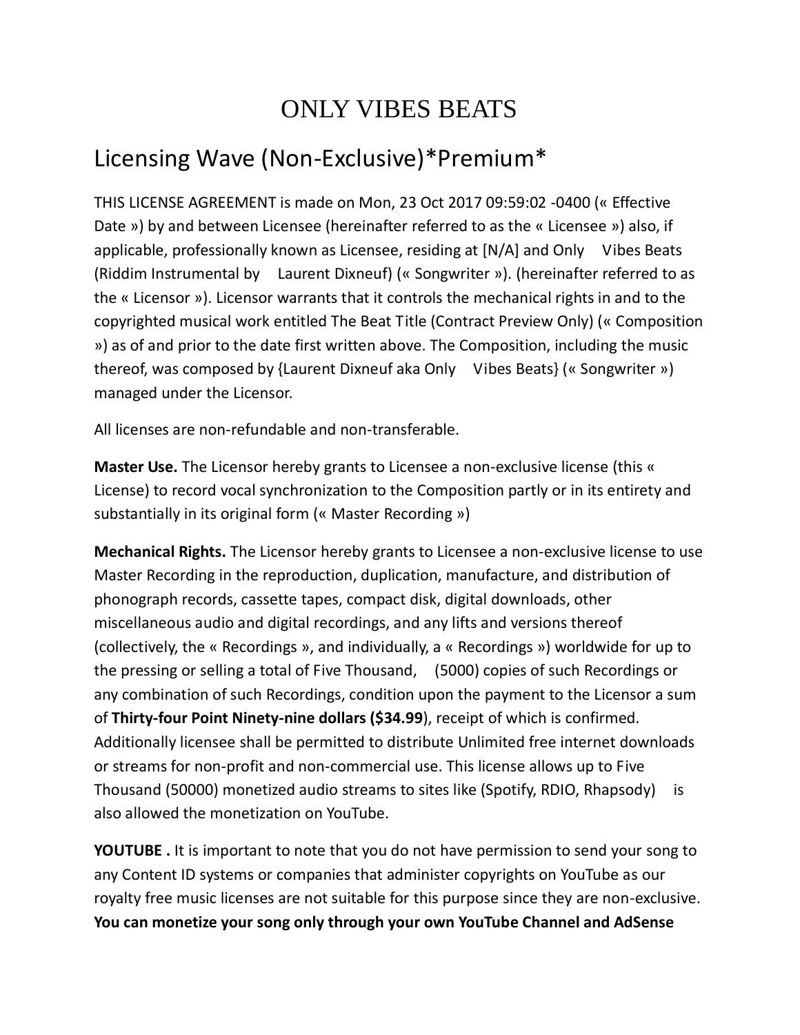# ONLY VIBES BEATS

## Licensing Wave (Non-Exclusive)*Premium*

THIS LICENSE AGREEMENT is made on Mon, 23 Oct 2017 09:59:02 -0400 (« Effective Date ») by and between Licensee (hereinafter referred to as the « Licensee ») also, if applicable, professionally known as Licensee, residing at [N/A] and Only Vibes Beats (Riddim Instrumental by Laurent Dixneuf) (« Songwriter »). (hereinafter referred to as the « Licensor »). Licensor warrants that it controls the mechanical rights in and to the copyrighted musical work entitled The Beat Title (Contract Preview Only) (« Composition ») as of and prior to the date first written above. The Composition, including the music thereof, was composed by {Laurent Dixneuf aka Only Vibes Beats} (« Songwriter ») managed under the Licensor.

All licenses are non-refundable and non-transferable.

**Master Use.** The Licensor hereby grants to Licensee a non-exclusive license (this « License) to record vocal synchronization to the Composition partly or in its entirety and substantially in its original form (« Master Recording »)

**Mechanical Rights.** The Licensor hereby grants to Licensee a non-exclusive license to use Master Recording in the reproduction, duplication, manufacture, and distribution of phonograph records, cassette tapes, compact disk, digital downloads, other miscellaneous audio and digital recordings, and any lifts and versions thereof (collectively, the « Recordings », and individually, a « Recordings ») worldwide for up to the pressing or selling a total of Five Thousand, (5000) copies of such Recordings or any combination of such Recordings, condition upon the payment to the Licensor a sum of **Thirty-four Point Ninety-nine dollars ($34.99**), receipt of which is confirmed. Additionally licensee shall be permitted to distribute Unlimited free internet downloads or streams for non-profit and non-commercial use. This license allows up to Five Thousand (50000) monetized audio streams to sites like (Spotify, RDIO, Rhapsody) is also allowed the monetization on YouTube.

**YOUTUBE .** It is important to note that you do not have permission to send your song to any Content ID systems or companies that administer copyrights on YouTube as our royalty free music licenses are not suitable for this purpose since they are non-exclusive. **You can monetize your song only through your own YouTube Channel and AdSense**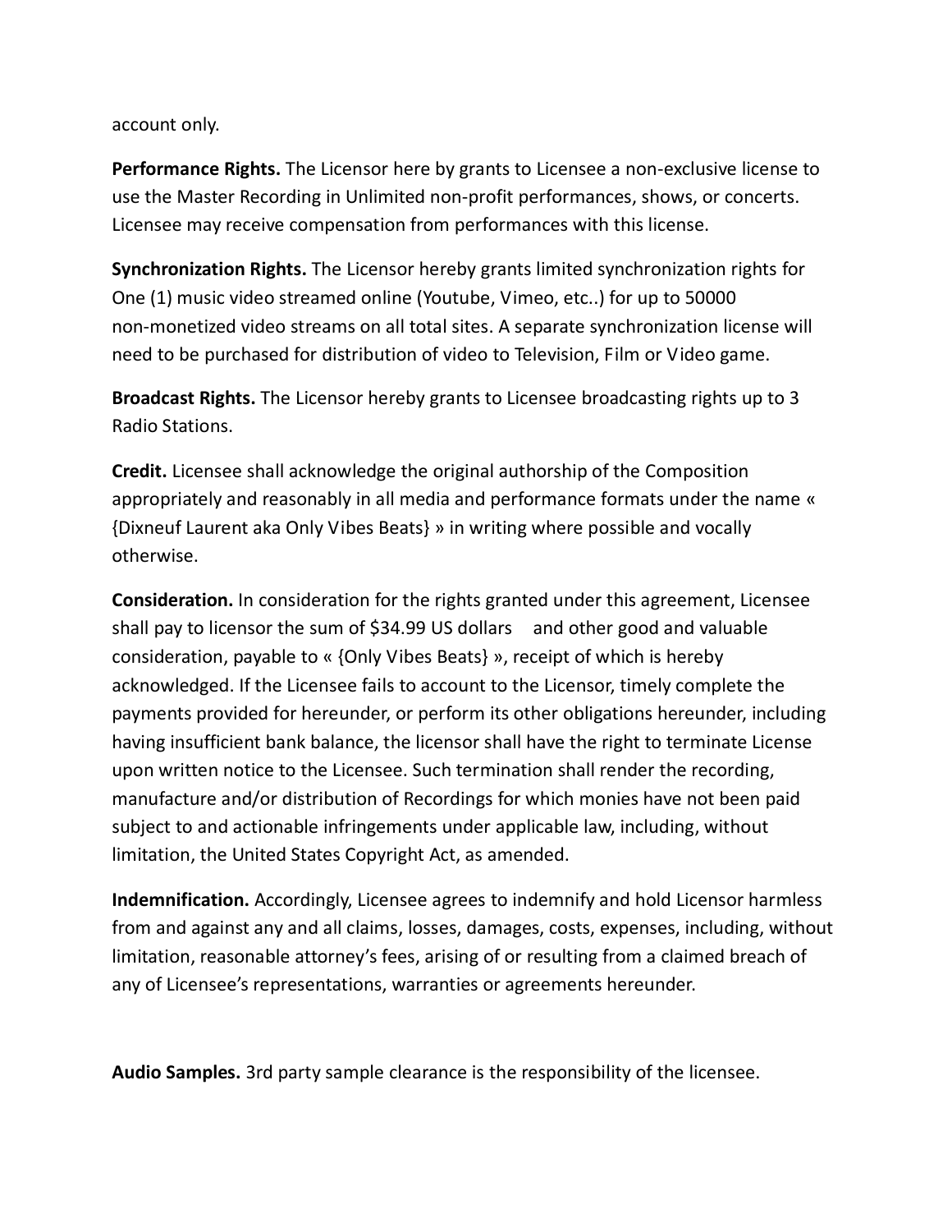account only.

**Performance Rights.** The Licensor here by grants to Licensee a non-exclusive license to use the Master Recording in Unlimited non-profit performances, shows, or concerts. Licensee may receive compensation from performances with this license.

**Synchronization Rights.** The Licensor hereby grants limited synchronization rights for One (1) music video streamed online (Youtube, Vimeo, etc..) for up to 50000 non-monetized video streams on all total sites. A separate synchronization license will need to be purchased for distribution of video to Television, Film or Video game.

**Broadcast Rights.** The Licensor hereby grants to Licensee broadcasting rights up to 3 Radio Stations.

**Credit.** Licensee shall acknowledge the original authorship of the Composition appropriately and reasonably in all media and performance formats under the name « {Dixneuf Laurent aka Only Vibes Beats} » in writing where possible and vocally otherwise.

**Consideration.** In consideration for the rights granted under this agreement, Licensee shall pay to licensor the sum of $34.99 US dollars and other good and valuable consideration, payable to « {Only Vibes Beats} », receipt of which is hereby acknowledged. If the Licensee fails to account to the Licensor, timely complete the payments provided for hereunder, or perform its other obligations hereunder, including having insufficient bank balance, the licensor shall have the right to terminate License upon written notice to the Licensee. Such termination shall render the recording, manufacture and/or distribution of Recordings for which monies have not been paid subject to and actionable infringements under applicable law, including, without limitation, the United States Copyright Act, as amended.

**Indemnification.** Accordingly, Licensee agrees to indemnify and hold Licensor harmless from and against any and all claims, losses, damages, costs, expenses, including, without limitation, reasonable attorney's fees, arising of or resulting from a claimed breach of any of Licensee's representations, warranties or agreements hereunder.

**Audio Samples.** 3rd party sample clearance is the responsibility of the licensee.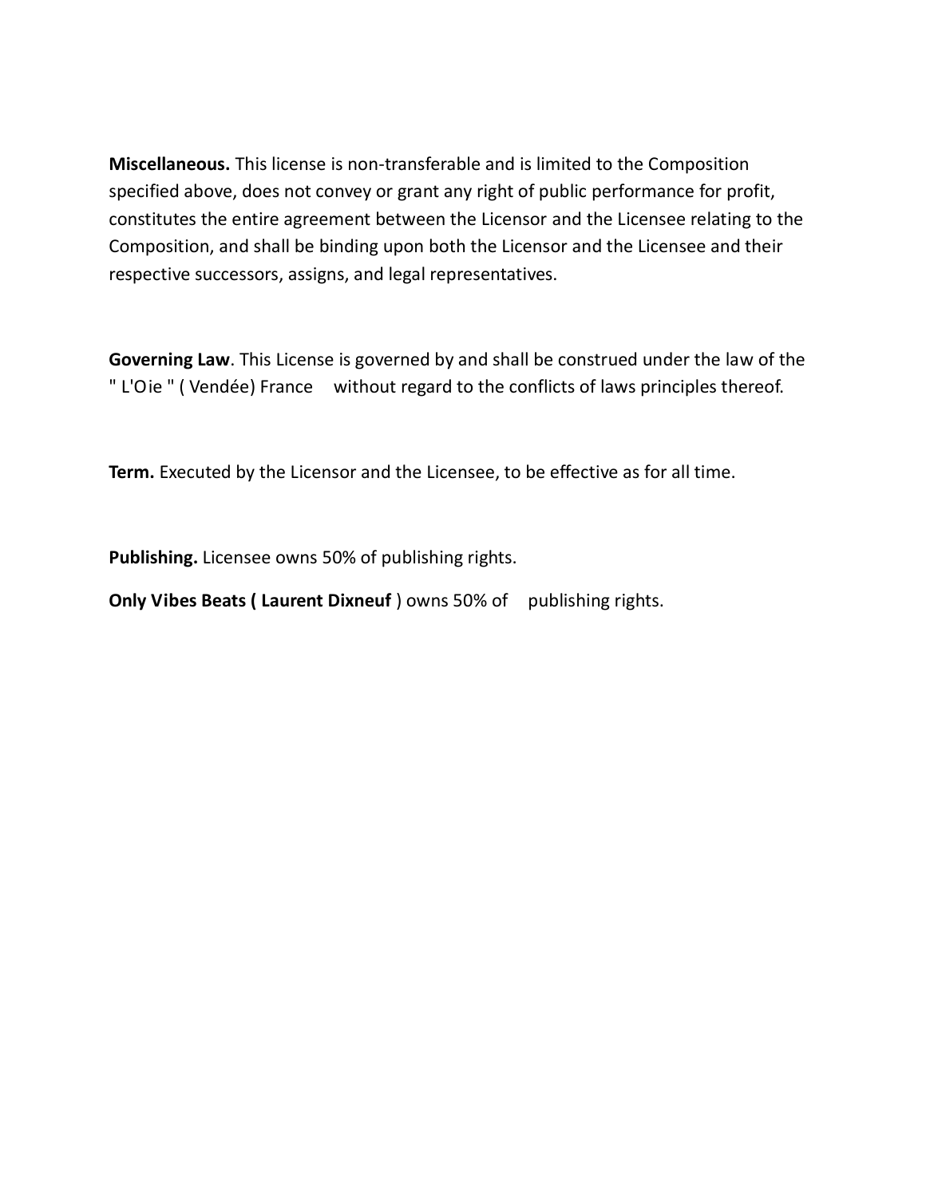**Miscellaneous.** This license is non-transferable and is limited to the Composition specified above, does not convey or grant any right of public performance for profit, constitutes the entire agreement between the Licensor and the Licensee relating to the Composition, and shall be binding upon both the Licensor and the Licensee and their respective successors, assigns, and legal representatives.

**Governing Law**. This License is governed by and shall be construed under the law of the " L'Oie " ( Vendée) France without regard to the conflicts of laws principles thereof.

**Term.** Executed by the Licensor and the Licensee, to be effective as for all time.

**Publishing.** Licensee owns 50% of publishing rights.

**Only Vibes Beats ( Laurent Dixneuf** ) owns 50% of publishing rights.